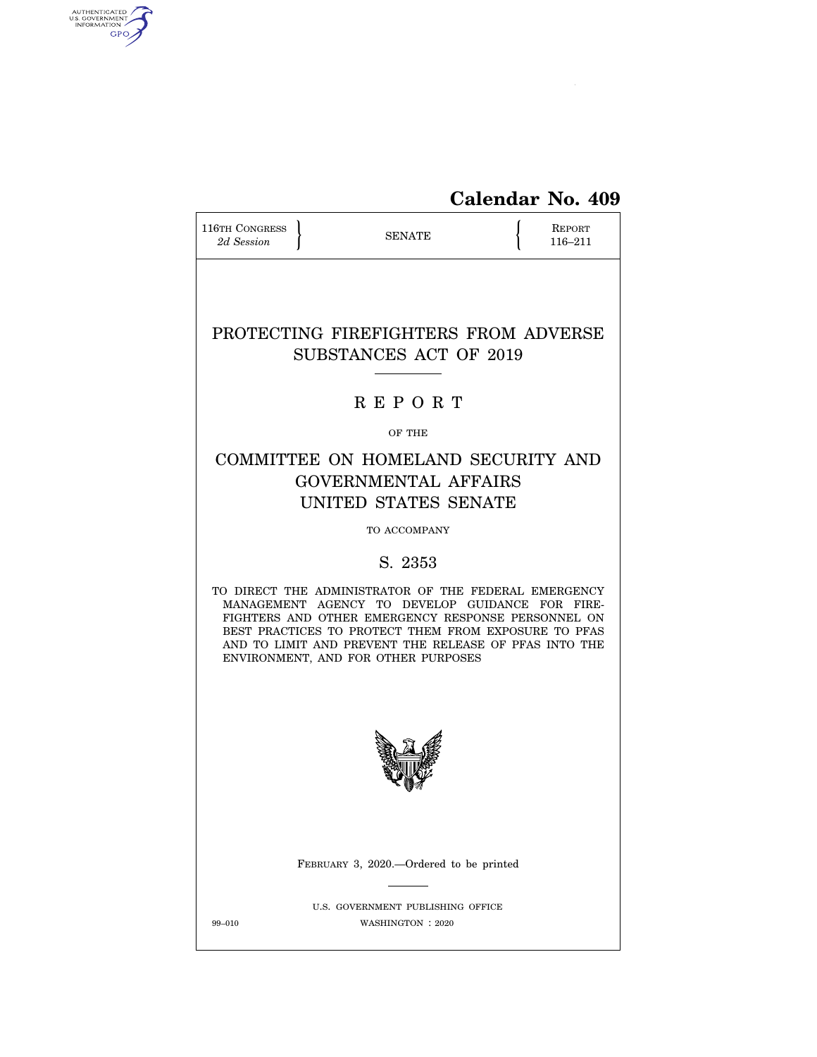**Calendar No. 409**

116TH CONGRESS
*2d Session*

SENATE

REPORT
116–211

# PROTECTING FIREFIGHTERS FROM ADVERSE SUBSTANCES ACT OF 2019

## R E P O R T

OF THE

## COMMITTEE ON HOMELAND SECURITY AND GOVERNMENTAL AFFAIRS UNITED STATES SENATE

TO ACCOMPANY

## S. 2353

TO DIRECT THE ADMINISTRATOR OF THE FEDERAL EMERGENCY MANAGEMENT AGENCY TO DEVELOP GUIDANCE FOR FIREFIGHTERS AND OTHER EMERGENCY RESPONSE PERSONNEL ON BEST PRACTICES TO PROTECT THEM FROM EXPOSURE TO PFAS AND TO LIMIT AND PREVENT THE RELEASE OF PFAS INTO THE ENVIRONMENT, AND FOR OTHER PURPOSES

FEBRUARY 3, 2020.—Ordered to be printed

U.S. GOVERNMENT PUBLISHING OFFICE

99–010 WASHINGTON : 2020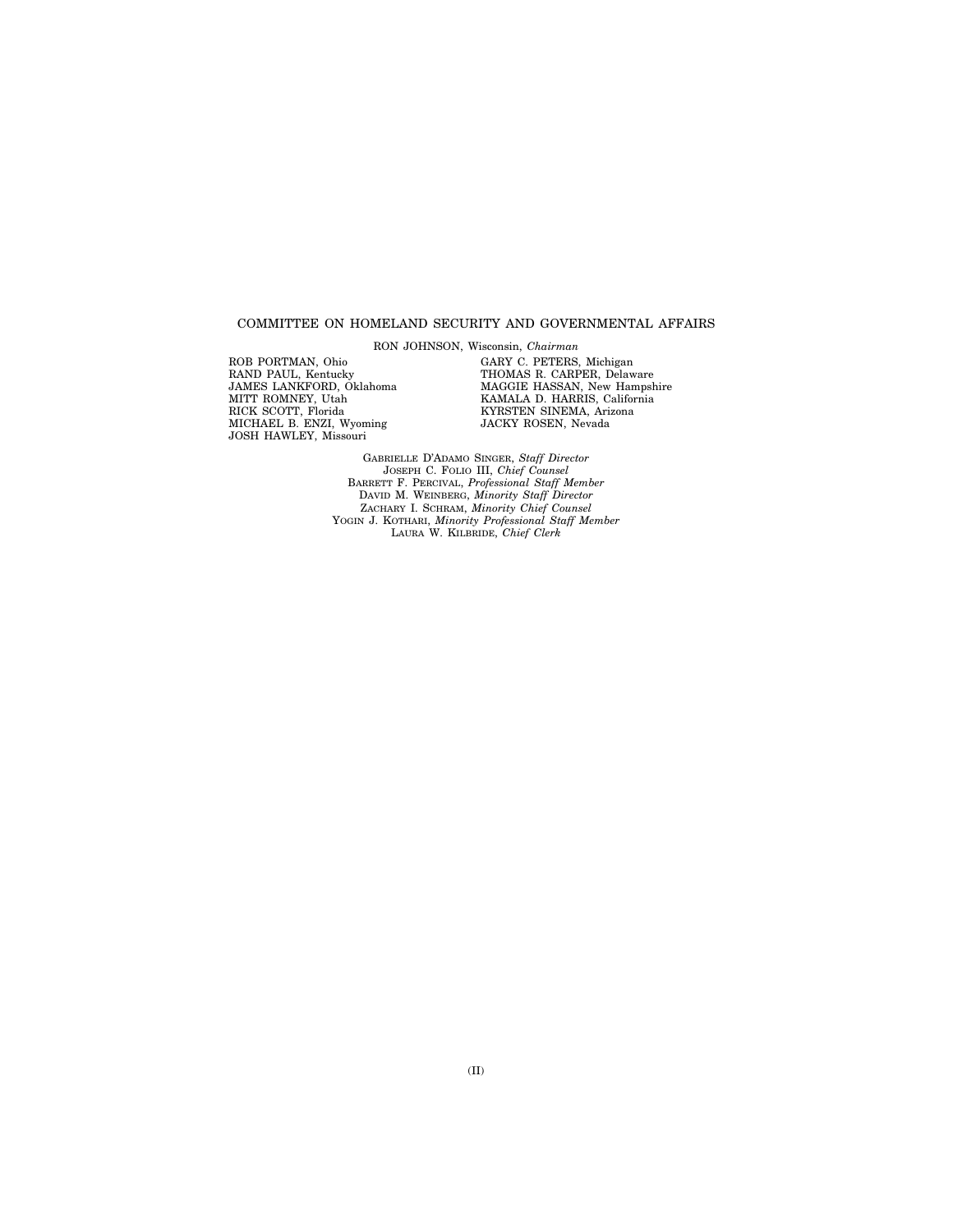# COMMITTEE ON HOMELAND SECURITY AND GOVERNMENTAL AFFAIRS

RON JOHNSON, Wisconsin, *Chairman*

ROB PORTMAN, Ohio
RAND PAUL, Kentucky
JAMES LANKFORD, Oklahoma
MITT ROMNEY, Utah
RICK SCOTT, Florida
MICHAEL B. ENZI, Wyoming
JOSH HAWLEY, Missouri

GARY C. PETERS, Michigan
THOMAS R. CARPER, Delaware
MAGGIE HASSAN, New Hampshire
KAMALA D. HARRIS, California
KYRSTEN SINEMA, Arizona
JACKY ROSEN, Nevada

GABRIELLE D'ADAMO SINGER, *Staff Director*
JOSEPH C. FOLIO III, *Chief Counsel*
BARRETT F. PERCIVAL, *Professional Staff Member*
DAVID M. WEINBERG, *Minority Staff Director*
ZACHARY I. SCHRAM, *Minority Chief Counsel*
YOGIN J. KOTHARI, *Minority Professional Staff Member*
LAURA W. KILBRIDE, *Chief Clerk*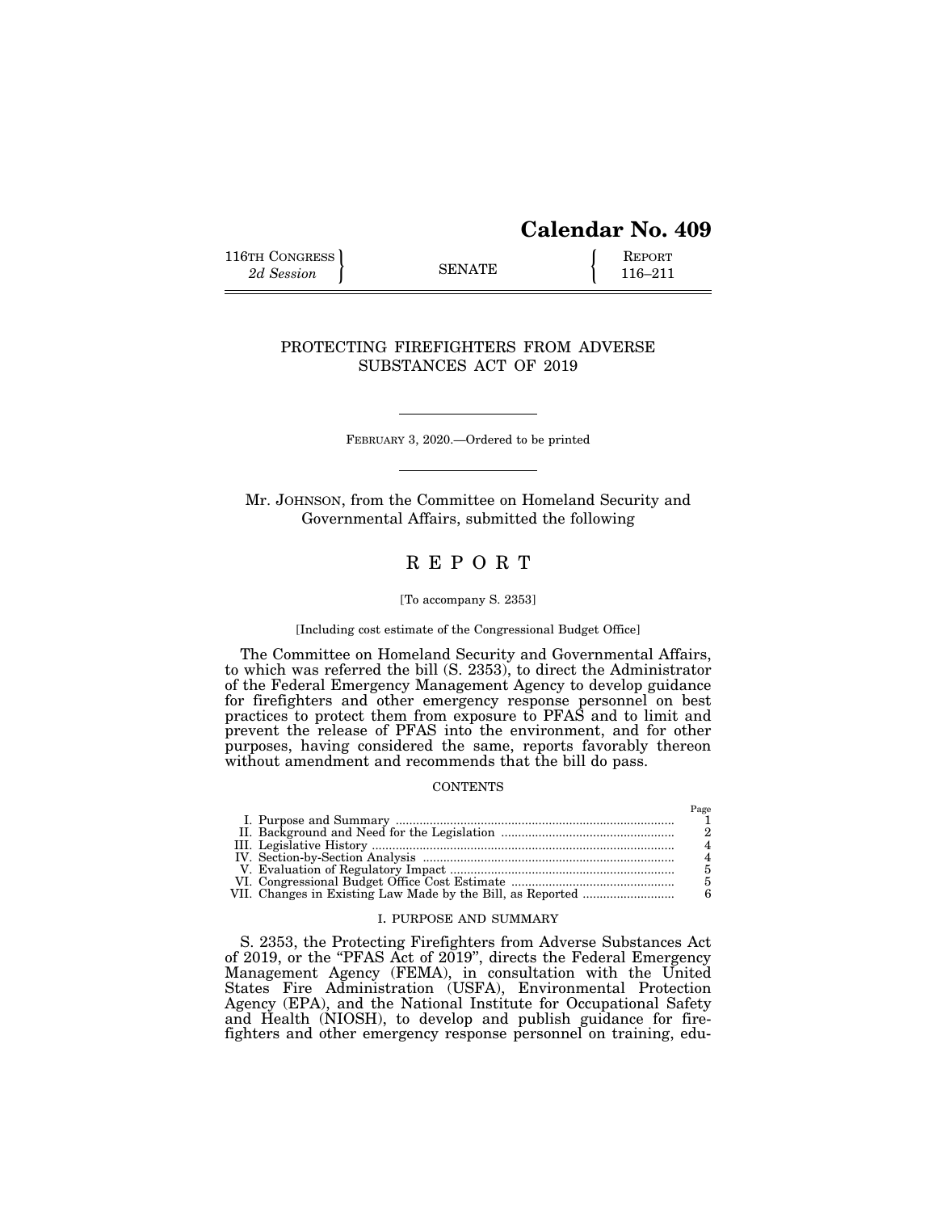# Calendar No. 409

116TH CONGRESS
*2d Session*

SENATE

REPORT
116–211

## PROTECTING FIREFIGHTERS FROM ADVERSE SUBSTANCES ACT OF 2019

FEBRUARY 3, 2020.—Ordered to be printed

Mr. JOHNSON, from the Committee on Homeland Security and Governmental Affairs, submitted the following

# R E P O R T

[To accompany S. 2353]

[Including cost estimate of the Congressional Budget Office]

The Committee on Homeland Security and Governmental Affairs, to which was referred the bill (S. 2353), to direct the Administrator of the Federal Emergency Management Agency to develop guidance for firefighters and other emergency response personnel on best practices to protect them from exposure to PFAS and to limit and prevent the release of PFAS into the environment, and for other purposes, having considered the same, reports favorably thereon without amendment and recommends that the bill do pass.

CONTENTS

| | Page |
|---|---|
| I. Purpose and Summary | 1 |
| II. Background and Need for the Legislation | 2 |
| III. Legislative History | 4 |
| IV. Section-by-Section Analysis | 4 |
| V. Evaluation of Regulatory Impact | 5 |
| VI. Congressional Budget Office Cost Estimate | 5 |
| VII. Changes in Existing Law Made by the Bill, as Reported | 6 |

## I. PURPOSE AND SUMMARY

S. 2353, the Protecting Firefighters from Adverse Substances Act of 2019, or the "PFAS Act of 2019", directs the Federal Emergency Management Agency (FEMA), in consultation with the United States Fire Administration (USFA), Environmental Protection Agency (EPA), and the National Institute for Occupational Safety and Health (NIOSH), to develop and publish guidance for firefighters and other emergency response personnel on training, edu-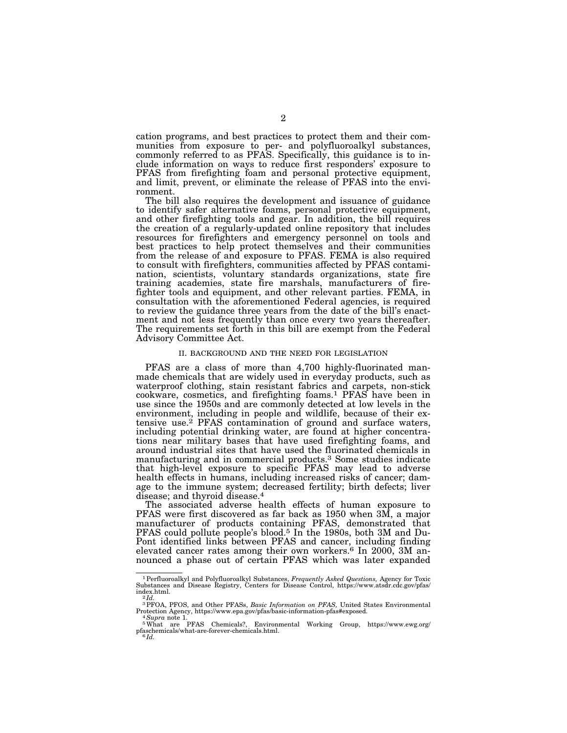cation programs, and best practices to protect them and their communities from exposure to per- and polyfluoroalkyl substances, commonly referred to as PFAS. Specifically, this guidance is to include information on ways to reduce first responders' exposure to PFAS from firefighting foam and personal protective equipment, and limit, prevent, or eliminate the release of PFAS into the environment.

The bill also requires the development and issuance of guidance to identify safer alternative foams, personal protective equipment, and other firefighting tools and gear. In addition, the bill requires the creation of a regularly-updated online repository that includes resources for firefighters and emergency personnel on tools and best practices to help protect themselves and their communities from the release of and exposure to PFAS. FEMA is also required to consult with firefighters, communities affected by PFAS contamination, scientists, voluntary standards organizations, state fire training academies, state fire marshals, manufacturers of firefighter tools and equipment, and other relevant parties. FEMA, in consultation with the aforementioned Federal agencies, is required to review the guidance three years from the date of the bill's enactment and not less frequently than once every two years thereafter. The requirements set forth in this bill are exempt from the Federal Advisory Committee Act.

## II. BACKGROUND AND THE NEED FOR LEGISLATION

PFAS are a class of more than 4,700 highly-fluorinated manmade chemicals that are widely used in everyday products, such as waterproof clothing, stain resistant fabrics and carpets, non-stick cookware, cosmetics, and firefighting foams.[1] PFAS have been in use since the 1950s and are commonly detected at low levels in the environment, including in people and wildlife, because of their extensive use.[2] PFAS contamination of ground and surface waters, including potential drinking water, are found at higher concentrations near military bases that have used firefighting foams, and around industrial sites that have used the fluorinated chemicals in manufacturing and in commercial products.[3] Some studies indicate that high-level exposure to specific PFAS may lead to adverse health effects in humans, including increased risks of cancer; damage to the immune system; decreased fertility; birth defects; liver disease; and thyroid disease.[4]

The associated adverse health effects of human exposure to PFAS were first discovered as far back as 1950 when 3M, a major manufacturer of products containing PFAS, demonstrated that PFAS could pollute people's blood.[5] In the 1980s, both 3M and DuPont identified links between PFAS and cancer, including finding elevated cancer rates among their own workers.[6] In 2000, 3M announced a phase out of certain PFAS which was later expanded

---

[1] Perfluoroalkyl and Polyfluoroalkyl Substances, *Frequently Asked Questions,* Agency for Toxic Substances and Disease Registry, Centers for Disease Control, https://www.atsdr.cdc.gov/pfas/index.html.

[2] *Id.*

[3] PFOA, PFOS, and Other PFASs, *Basic Information on PFAS,* United States Environmental Protection Agency, https://www.epa.gov/pfas/basic-information-pfas#exposed.

[4] *Supra* note 1.

[5] What are PFAS Chemicals?, Environmental Working Group, https://www.ewg.org/pfaschemicals/what-are-forever-chemicals.html.

[6] *Id.*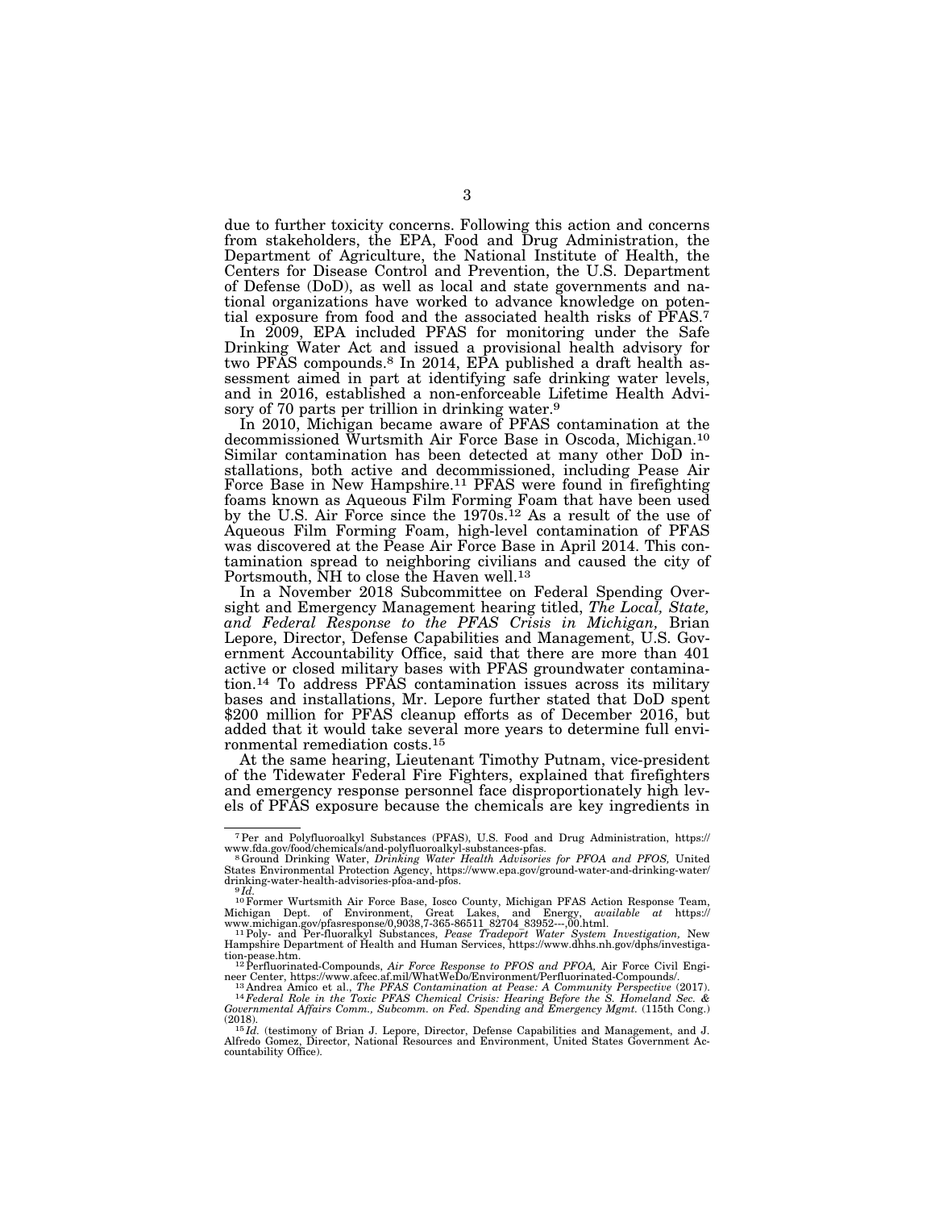due to further toxicity concerns. Following this action and concerns from stakeholders, the EPA, Food and Drug Administration, the Department of Agriculture, the National Institute of Health, the Centers for Disease Control and Prevention, the U.S. Department of Defense (DoD), as well as local and state governments and national organizations have worked to advance knowledge on potential exposure from food and the associated health risks of PFAS.[7]

In 2009, EPA included PFAS for monitoring under the Safe Drinking Water Act and issued a provisional health advisory for two PFAS compounds.[8] In 2014, EPA published a draft health assessment aimed in part at identifying safe drinking water levels, and in 2016, established a non-enforceable Lifetime Health Advisory of 70 parts per trillion in drinking water.[9]

In 2010, Michigan became aware of PFAS contamination at the decommissioned Wurtsmith Air Force Base in Oscoda, Michigan.[10] Similar contamination has been detected at many other DoD installations, both active and decommissioned, including Pease Air Force Base in New Hampshire.[11] PFAS were found in firefighting foams known as Aqueous Film Forming Foam that have been used by the U.S. Air Force since the 1970s.[12] As a result of the use of Aqueous Film Forming Foam, high-level contamination of PFAS was discovered at the Pease Air Force Base in April 2014. This contamination spread to neighboring civilians and caused the city of Portsmouth, NH to close the Haven well.[13]

In a November 2018 Subcommittee on Federal Spending Oversight and Emergency Management hearing titled, *The Local, State, and Federal Response to the PFAS Crisis in Michigan,* Brian Lepore, Director, Defense Capabilities and Management, U.S. Government Accountability Office, said that there are more than 401 active or closed military bases with PFAS groundwater contamination.[14] To address PFAS contamination issues across its military bases and installations, Mr. Lepore further stated that DoD spent $200 million for PFAS cleanup efforts as of December 2016, but added that it would take several more years to determine full environmental remediation costs.[15]

At the same hearing, Lieutenant Timothy Putnam, vice-president of the Tidewater Federal Fire Fighters, explained that firefighters and emergency response personnel face disproportionately high levels of PFAS exposure because the chemicals are key ingredients in

---

[7] Per and Polyfluoroalkyl Substances (PFAS), U.S. Food and Drug Administration, https://www.fda.gov/food/chemicals/and-polyfluoroalkyl-substances-pfas.

[8] Ground Drinking Water, *Drinking Water Health Advisories for PFOA and PFOS,* United States Environmental Protection Agency, https://www.epa.gov/ground-water-and-drinking-water/drinking-water-health-advisories-pfoa-and-pfos.

[9] *Id.*

[10] Former Wurtsmith Air Force Base, Iosco County, Michigan PFAS Action Response Team, Michigan Dept. of Environment, Great Lakes, and Energy, *available at* https://www.michigan.gov/pfasresponse/0,9038,7-365-86511_82704_83952---,00.html.

[11] Poly- and Per-fluoralkyl Substances, *Pease Tradeport Water System Investigation,* New Hampshire Department of Health and Human Services, https://www.dhhs.nh.gov/dphs/investigation-pease.htm.

[12] Perfluorinated-Compounds, *Air Force Response to PFOS and PFOA,* Air Force Civil Engineer Center, https://www.afcec.af.mil/WhatWeDo/Environment/Perfluorinated-Compounds/.

[13] Andrea Amico et al., *The PFAS Contamination at Pease: A Community Perspective* (2017).

[14] *Federal Role in the Toxic PFAS Chemical Crisis: Hearing Before the S. Homeland Sec. & Governmental Affairs Comm., Subcomm. on Fed. Spending and Emergency Mgmt.* (115th Cong.) (2018).

[15] *Id.* (testimony of Brian J. Lepore, Director, Defense Capabilities and Management, and J. Alfredo Gomez, Director, National Resources and Environment, United States Government Accountability Office).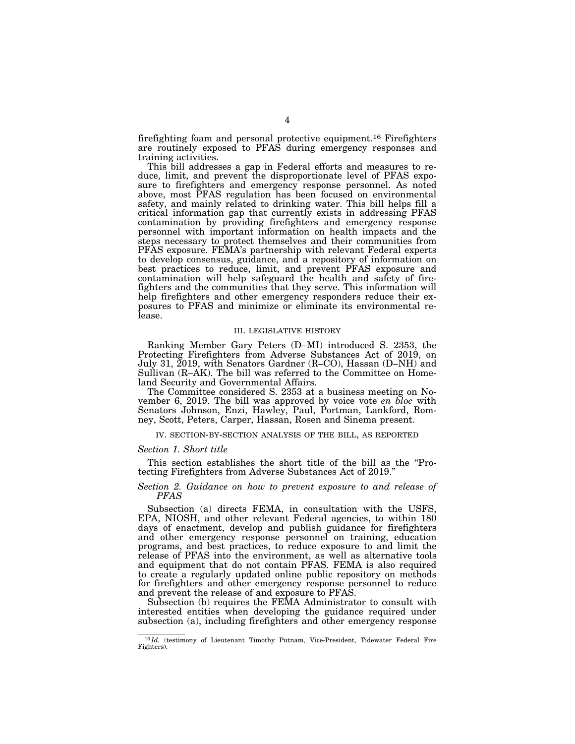firefighting foam and personal protective equipment.[16] Firefighters are routinely exposed to PFAS during emergency responses and training activities.

This bill addresses a gap in Federal efforts and measures to reduce, limit, and prevent the disproportionate level of PFAS exposure to firefighters and emergency response personnel. As noted above, most PFAS regulation has been focused on environmental safety, and mainly related to drinking water. This bill helps fill a critical information gap that currently exists in addressing PFAS contamination by providing firefighters and emergency response personnel with important information on health impacts and the steps necessary to protect themselves and their communities from PFAS exposure. FEMA's partnership with relevant Federal experts to develop consensus, guidance, and a repository of information on best practices to reduce, limit, and prevent PFAS exposure and contamination will help safeguard the health and safety of firefighters and the communities that they serve. This information will help firefighters and other emergency responders reduce their exposures to PFAS and minimize or eliminate its environmental release.

## III. LEGISLATIVE HISTORY

Ranking Member Gary Peters (D–MI) introduced S. 2353, the Protecting Firefighters from Adverse Substances Act of 2019, on July 31, 2019, with Senators Gardner (R–CO), Hassan (D–NH) and Sullivan (R–AK). The bill was referred to the Committee on Homeland Security and Governmental Affairs.

The Committee considered S. 2353 at a business meeting on November 6, 2019. The bill was approved by voice vote *en bloc* with Senators Johnson, Enzi, Hawley, Paul, Portman, Lankford, Romney, Scott, Peters, Carper, Hassan, Rosen and Sinema present.

## IV. SECTION-BY-SECTION ANALYSIS OF THE BILL, AS REPORTED

### *Section 1. Short title*

This section establishes the short title of the bill as the "Protecting Firefighters from Adverse Substances Act of 2019."

### *Section 2. Guidance on how to prevent exposure to and release of PFAS*

Subsection (a) directs FEMA, in consultation with the USFS, EPA, NIOSH, and other relevant Federal agencies, to within 180 days of enactment, develop and publish guidance for firefighters and other emergency response personnel on training, education programs, and best practices, to reduce exposure to and limit the release of PFAS into the environment, as well as alternative tools and equipment that do not contain PFAS. FEMA is also required to create a regularly updated online public repository on methods for firefighters and other emergency response personnel to reduce and prevent the release of and exposure to PFAS.

Subsection (b) requires the FEMA Administrator to consult with interested entities when developing the guidance required under subsection (a), including firefighters and other emergency response

[16] *Id.* (testimony of Lieutenant Timothy Putnam, Vice-President, Tidewater Federal Fire Fighters).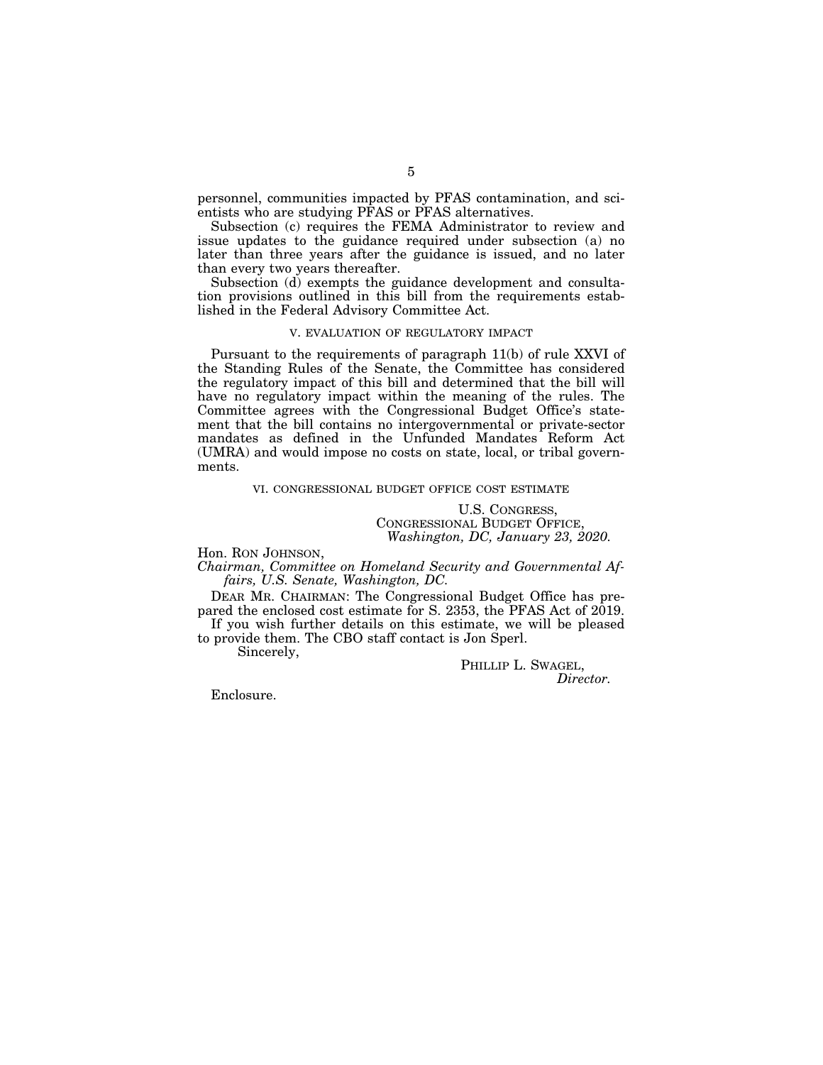personnel, communities impacted by PFAS contamination, and scientists who are studying PFAS or PFAS alternatives.

Subsection (c) requires the FEMA Administrator to review and issue updates to the guidance required under subsection (a) no later than three years after the guidance is issued, and no later than every two years thereafter.

Subsection (d) exempts the guidance development and consultation provisions outlined in this bill from the requirements established in the Federal Advisory Committee Act.

## V. EVALUATION OF REGULATORY IMPACT

Pursuant to the requirements of paragraph 11(b) of rule XXVI of the Standing Rules of the Senate, the Committee has considered the regulatory impact of this bill and determined that the bill will have no regulatory impact within the meaning of the rules. The Committee agrees with the Congressional Budget Office's statement that the bill contains no intergovernmental or private-sector mandates as defined in the Unfunded Mandates Reform Act (UMRA) and would impose no costs on state, local, or tribal governments.

## VI. CONGRESSIONAL BUDGET OFFICE COST ESTIMATE

U.S. CONGRESS,
CONGRESSIONAL BUDGET OFFICE,
*Washington, DC, January 23, 2020.*

Hon. RON JOHNSON,
*Chairman, Committee on Homeland Security and Governmental Affairs, U.S. Senate, Washington, DC.*

DEAR MR. CHAIRMAN: The Congressional Budget Office has prepared the enclosed cost estimate for S. 2353, the PFAS Act of 2019.

If you wish further details on this estimate, we will be pleased to provide them. The CBO staff contact is Jon Sperl.

Sincerely,

PHILLIP L. SWAGEL,
*Director.*

Enclosure.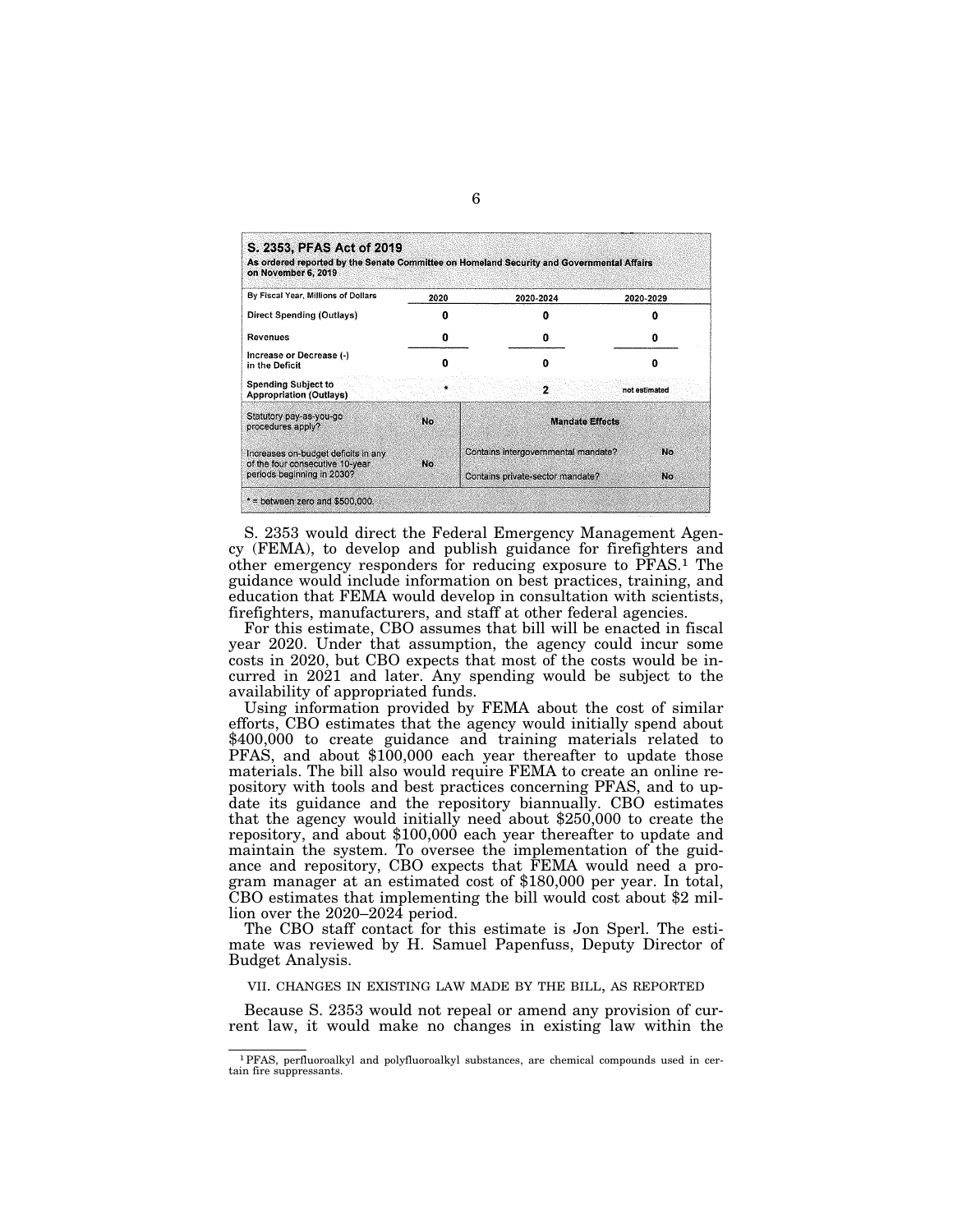**S. 2353, PFAS Act of 2019**
**As ordered reported by the Senate Committee on Homeland Security and Governmental Affairs on November 6, 2019**

| By Fiscal Year, Millions of Dollars | 2020 | 2020-2024 | 2020-2029 |
|---|---|---|---|
| Direct Spending (Outlays) | 0 | 0 | 0 |
| Revenues | 0 | 0 | 0 |
| Increase or Decrease (-) in the Deficit | 0 | 0 | 0 |
| Spending Subject to Appropriation (Outlays) | * | 2 | not estimated |

| | | Mandate Effects | |
|---|---|---|---|
| Statutory pay-as-you-go procedures apply? | No | Contains intergovernmental mandate? | No |
| Increases on-budget deficits in any of the four consecutive 10-year periods beginning in 2030? | No | Contains private-sector mandate? | No |

* = between zero and $500,000.

S. 2353 would direct the Federal Emergency Management Agency (FEMA), to develop and publish guidance for firefighters and other emergency responders for reducing exposure to PFAS.[1] The guidance would include information on best practices, training, and education that FEMA would develop in consultation with scientists, firefighters, manufacturers, and staff at other federal agencies.

For this estimate, CBO assumes that bill will be enacted in fiscal year 2020. Under that assumption, the agency could incur some costs in 2020, but CBO expects that most of the costs would be incurred in 2021 and later. Any spending would be subject to the availability of appropriated funds.

Using information provided by FEMA about the cost of similar efforts, CBO estimates that the agency would initially spend about $400,000 to create guidance and training materials related to PFAS, and about $100,000 each year thereafter to update those materials. The bill also would require FEMA to create an online repository with tools and best practices concerning PFAS, and to update its guidance and the repository biannually. CBO estimates that the agency would initially need about $250,000 to create the repository, and about $100,000 each year thereafter to update and maintain the system. To oversee the implementation of the guidance and repository, CBO expects that FEMA would need a program manager at an estimated cost of $180,000 per year. In total, CBO estimates that implementing the bill would cost about $2 million over the 2020–2024 period.

The CBO staff contact for this estimate is Jon Sperl. The estimate was reviewed by H. Samuel Papenfuss, Deputy Director of Budget Analysis.

VII. CHANGES IN EXISTING LAW MADE BY THE BILL, AS REPORTED

Because S. 2353 would not repeal or amend any provision of current law, it would make no changes in existing law within the

[1] PFAS, perfluoroalkyl and polyfluoroalkyl substances, are chemical compounds used in certain fire suppressants.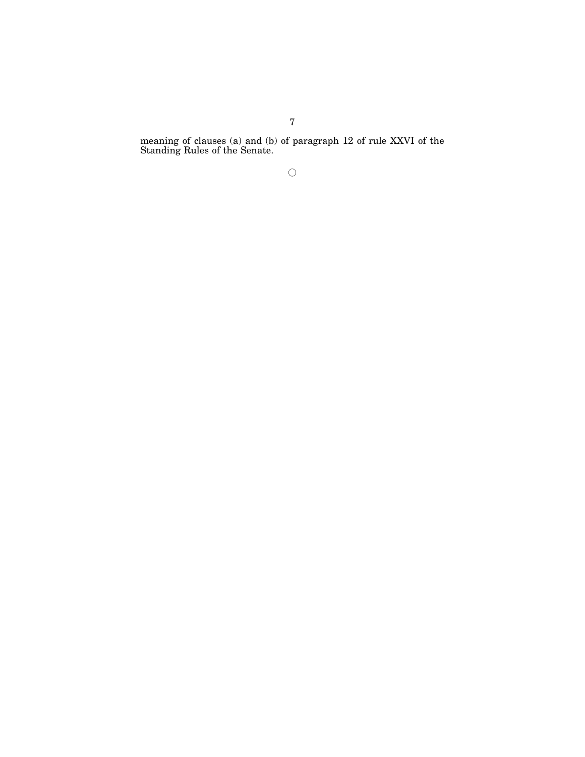meaning of clauses (a) and (b) of paragraph 12 of rule XXVI of the Standing Rules of the Senate.

○